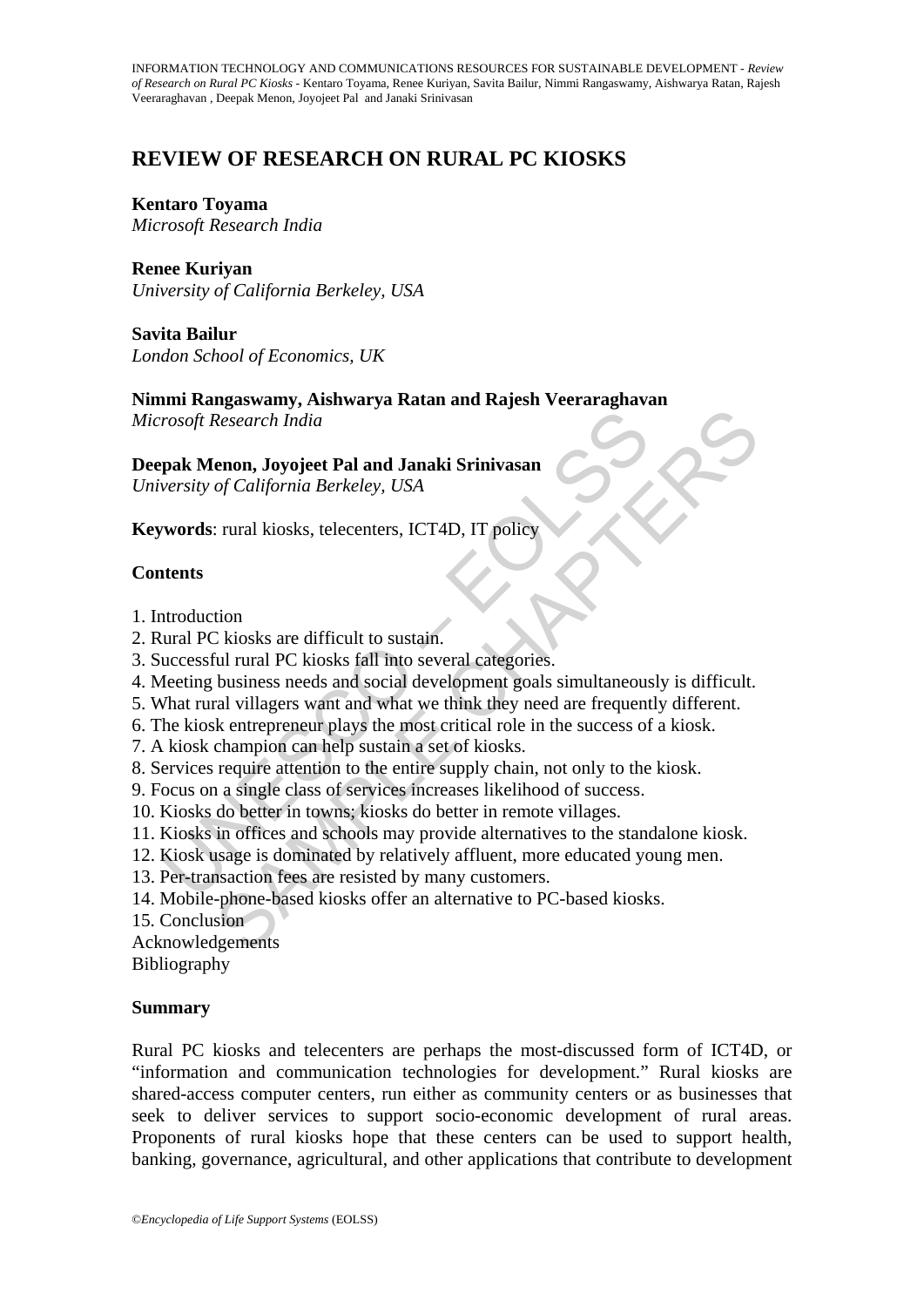# REVIEW OF RESEARCH ON RURAL PC KIOSKS

**Kentaro Toyama**
*Microsoft Research India*

**Renee Kuriyan**
*University of California Berkeley, USA*

**Savita Bailur**
*London School of Economics, UK*

**Nimmi Rangaswamy, Aishwarya Ratan and Rajesh Veeraraghavan**
*Microsoft Research India*

**Deepak Menon, Joyojeet Pal and Janaki Srinivasan**
*University of California Berkeley, USA*

**Keywords**: rural kiosks, telecenters, ICT4D, IT policy

## Contents

1. Introduction
2. Rural PC kiosks are difficult to sustain.
3. Successful rural PC kiosks fall into several categories.
4. Meeting business needs and social development goals simultaneously is difficult.
5. What rural villagers want and what we think they need are frequently different.
6. The kiosk entrepreneur plays the most critical role in the success of a kiosk.
7. A kiosk champion can help sustain a set of kiosks.
8. Services require attention to the entire supply chain, not only to the kiosk.
9. Focus on a single class of services increases likelihood of success.
10. Kiosks do better in towns; kiosks do better in remote villages.
11. Kiosks in offices and schools may provide alternatives to the standalone kiosk.
12. Kiosk usage is dominated by relatively affluent, more educated young men.
13. Per-transaction fees are resisted by many customers.
14. Mobile-phone-based kiosks offer an alternative to PC-based kiosks.
15. Conclusion

Acknowledgements

Bibliography

## Summary

Rural PC kiosks and telecenters are perhaps the most-discussed form of ICT4D, or "information and communication technologies for development." Rural kiosks are shared-access computer centers, run either as community centers or as businesses that seek to deliver services to support socio-economic development of rural areas. Proponents of rural kiosks hope that these centers can be used to support health, banking, governance, agricultural, and other applications that contribute to development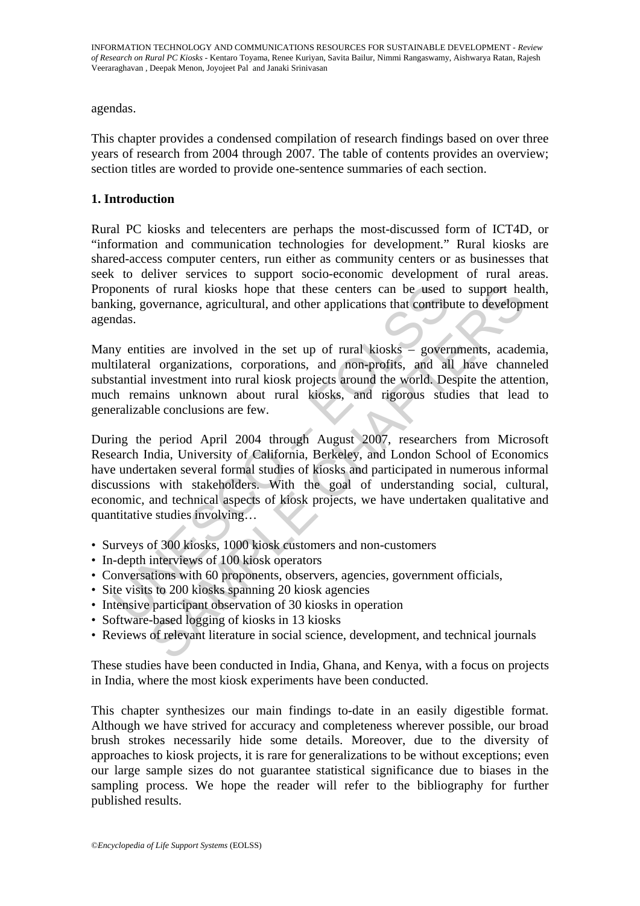agendas.

This chapter provides a condensed compilation of research findings based on over three years of research from 2004 through 2007. The table of contents provides an overview; section titles are worded to provide one-sentence summaries of each section.

## 1. Introduction

Rural PC kiosks and telecenters are perhaps the most-discussed form of ICT4D, or "information and communication technologies for development." Rural kiosks are shared-access computer centers, run either as community centers or as businesses that seek to deliver services to support socio-economic development of rural areas. Proponents of rural kiosks hope that these centers can be used to support health, banking, governance, agricultural, and other applications that contribute to development agendas.

Many entities are involved in the set up of rural kiosks – governments, academia, multilateral organizations, corporations, and non-profits, and all have channeled substantial investment into rural kiosk projects around the world. Despite the attention, much remains unknown about rural kiosks, and rigorous studies that lead to generalizable conclusions are few.

During the period April 2004 through August 2007, researchers from Microsoft Research India, University of California, Berkeley, and London School of Economics have undertaken several formal studies of kiosks and participated in numerous informal discussions with stakeholders. With the goal of understanding social, cultural, economic, and technical aspects of kiosk projects, we have undertaken qualitative and quantitative studies involving…

- Surveys of 300 kiosks, 1000 kiosk customers and non-customers
- In-depth interviews of 100 kiosk operators
- Conversations with 60 proponents, observers, agencies, government officials,
- Site visits to 200 kiosks spanning 20 kiosk agencies
- Intensive participant observation of 30 kiosks in operation
- Software-based logging of kiosks in 13 kiosks
- Reviews of relevant literature in social science, development, and technical journals

These studies have been conducted in India, Ghana, and Kenya, with a focus on projects in India, where the most kiosk experiments have been conducted.

This chapter synthesizes our main findings to-date in an easily digestible format. Although we have strived for accuracy and completeness wherever possible, our broad brush strokes necessarily hide some details. Moreover, due to the diversity of approaches to kiosk projects, it is rare for generalizations to be without exceptions; even our large sample sizes do not guarantee statistical significance due to biases in the sampling process. We hope the reader will refer to the bibliography for further published results.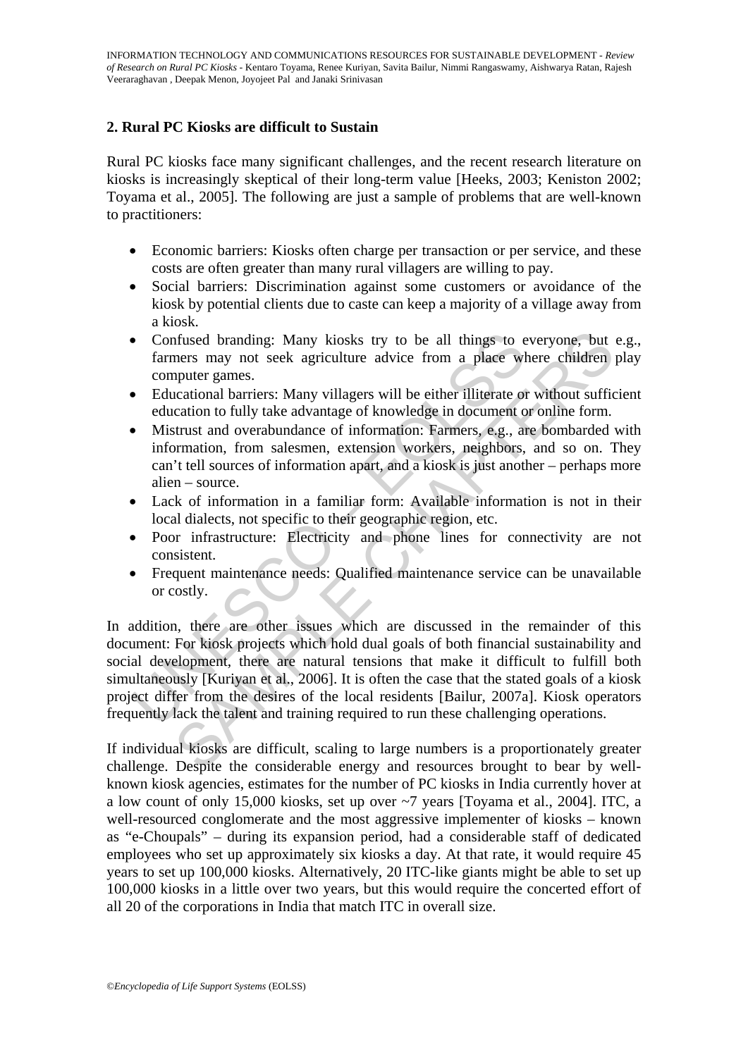## 2. Rural PC Kiosks are difficult to Sustain

Rural PC kiosks face many significant challenges, and the recent research literature on kiosks is increasingly skeptical of their long-term value [Heeks, 2003; Keniston 2002; Toyama et al., 2005]. The following are just a sample of problems that are well-known to practitioners:

- Economic barriers: Kiosks often charge per transaction or per service, and these costs are often greater than many rural villagers are willing to pay.
- Social barriers: Discrimination against some customers or avoidance of the kiosk by potential clients due to caste can keep a majority of a village away from a kiosk.
- Confused branding: Many kiosks try to be all things to everyone, but e.g., farmers may not seek agriculture advice from a place where children play computer games.
- Educational barriers: Many villagers will be either illiterate or without sufficient education to fully take advantage of knowledge in document or online form.
- Mistrust and overabundance of information: Farmers, e.g., are bombarded with information, from salesmen, extension workers, neighbors, and so on. They can't tell sources of information apart, and a kiosk is just another – perhaps more alien – source.
- Lack of information in a familiar form: Available information is not in their local dialects, not specific to their geographic region, etc.
- Poor infrastructure: Electricity and phone lines for connectivity are not consistent.
- Frequent maintenance needs: Qualified maintenance service can be unavailable or costly.

In addition, there are other issues which are discussed in the remainder of this document: For kiosk projects which hold dual goals of both financial sustainability and social development, there are natural tensions that make it difficult to fulfill both simultaneously [Kuriyan et al., 2006]. It is often the case that the stated goals of a kiosk project differ from the desires of the local residents [Bailur, 2007a]. Kiosk operators frequently lack the talent and training required to run these challenging operations.

If individual kiosks are difficult, scaling to large numbers is a proportionately greater challenge. Despite the considerable energy and resources brought to bear by well-known kiosk agencies, estimates for the number of PC kiosks in India currently hover at a low count of only 15,000 kiosks, set up over ~7 years [Toyama et al., 2004]. ITC, a well-resourced conglomerate and the most aggressive implementer of kiosks – known as "e-Choupals" – during its expansion period, had a considerable staff of dedicated employees who set up approximately six kiosks a day. At that rate, it would require 45 years to set up 100,000 kiosks. Alternatively, 20 ITC-like giants might be able to set up 100,000 kiosks in a little over two years, but this would require the concerted effort of all 20 of the corporations in India that match ITC in overall size.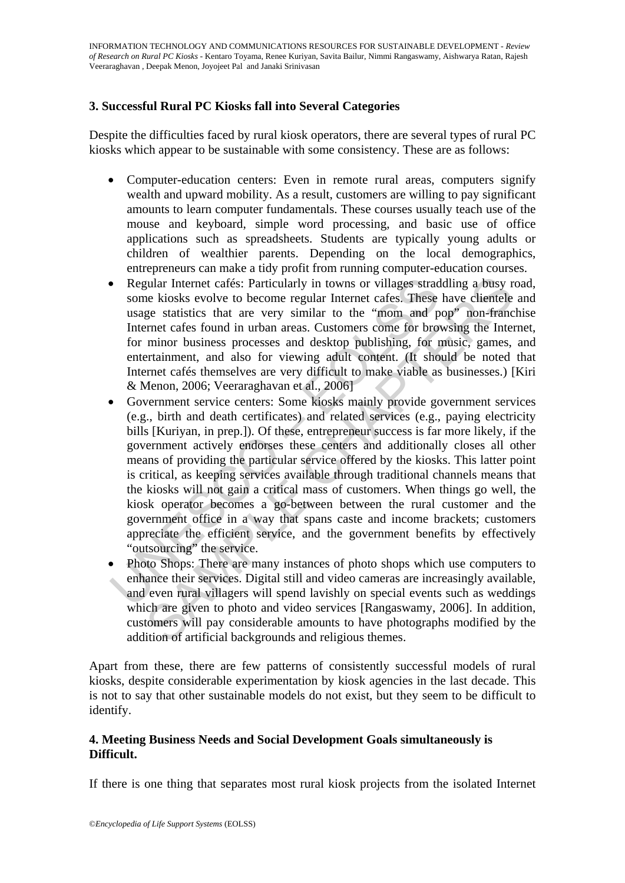### 3. Successful Rural PC Kiosks fall into Several Categories

Despite the difficulties faced by rural kiosk operators, there are several types of rural PC kiosks which appear to be sustainable with some consistency. These are as follows:

- Computer-education centers: Even in remote rural areas, computers signify wealth and upward mobility. As a result, customers are willing to pay significant amounts to learn computer fundamentals. These courses usually teach use of the mouse and keyboard, simple word processing, and basic use of office applications such as spreadsheets. Students are typically young adults or children of wealthier parents. Depending on the local demographics, entrepreneurs can make a tidy profit from running computer-education courses.
- Regular Internet cafés: Particularly in towns or villages straddling a busy road, some kiosks evolve to become regular Internet cafes. These have clientele and usage statistics that are very similar to the "mom and pop" non-franchise Internet cafes found in urban areas. Customers come for browsing the Internet, for minor business processes and desktop publishing, for music, games, and entertainment, and also for viewing adult content. (It should be noted that Internet cafés themselves are very difficult to make viable as businesses.) [Kiri & Menon, 2006; Veeraraghavan et al., 2006]
- Government service centers: Some kiosks mainly provide government services (e.g., birth and death certificates) and related services (e.g., paying electricity bills [Kuriyan, in prep.]). Of these, entrepreneur success is far more likely, if the government actively endorses these centers and additionally closes all other means of providing the particular service offered by the kiosks. This latter point is critical, as keeping services available through traditional channels means that the kiosks will not gain a critical mass of customers. When things go well, the kiosk operator becomes a go-between between the rural customer and the government office in a way that spans caste and income brackets; customers appreciate the efficient service, and the government benefits by effectively "outsourcing" the service.
- Photo Shops: There are many instances of photo shops which use computers to enhance their services. Digital still and video cameras are increasingly available, and even rural villagers will spend lavishly on special events such as weddings which are given to photo and video services [Rangaswamy, 2006]. In addition, customers will pay considerable amounts to have photographs modified by the addition of artificial backgrounds and religious themes.

Apart from these, there are few patterns of consistently successful models of rural kiosks, despite considerable experimentation by kiosk agencies in the last decade. This is not to say that other sustainable models do not exist, but they seem to be difficult to identify.

### 4. Meeting Business Needs and Social Development Goals simultaneously is Difficult.

If there is one thing that separates most rural kiosk projects from the isolated Internet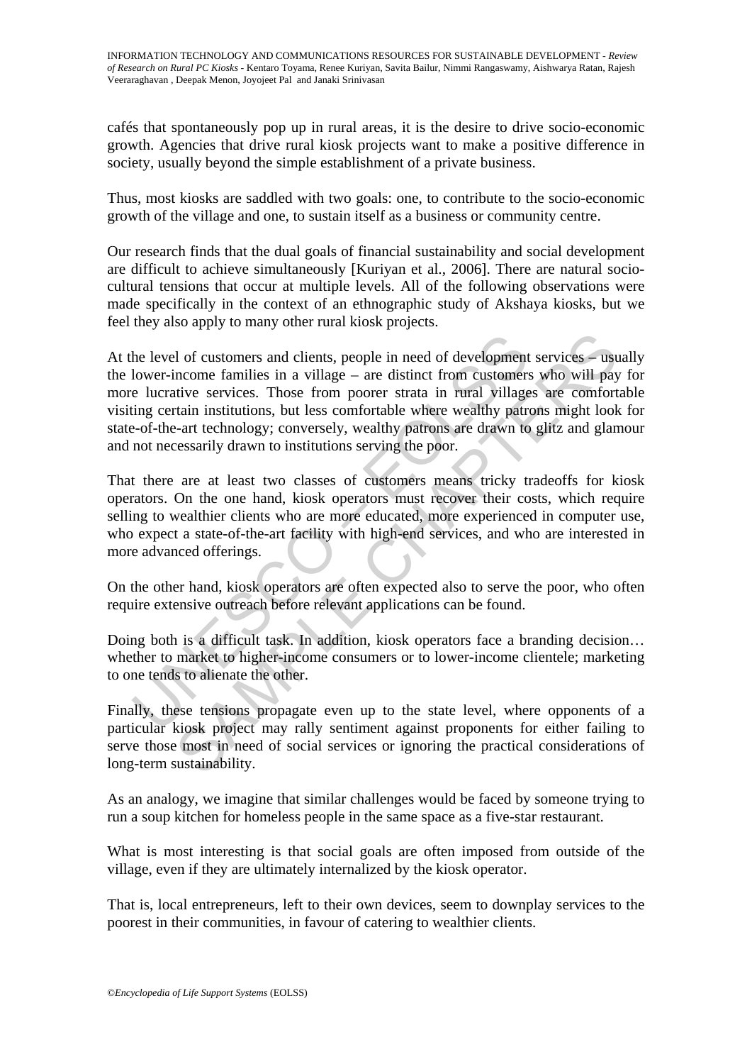cafés that spontaneously pop up in rural areas, it is the desire to drive socio-economic growth. Agencies that drive rural kiosk projects want to make a positive difference in society, usually beyond the simple establishment of a private business.

Thus, most kiosks are saddled with two goals: one, to contribute to the socio-economic growth of the village and one, to sustain itself as a business or community centre.

Our research finds that the dual goals of financial sustainability and social development are difficult to achieve simultaneously [Kuriyan et al., 2006]. There are natural socio-cultural tensions that occur at multiple levels. All of the following observations were made specifically in the context of an ethnographic study of Akshaya kiosks, but we feel they also apply to many other rural kiosk projects.

At the level of customers and clients, people in need of development services – usually the lower-income families in a village – are distinct from customers who will pay for more lucrative services. Those from poorer strata in rural villages are comfortable visiting certain institutions, but less comfortable where wealthy patrons might look for state-of-the-art technology; conversely, wealthy patrons are drawn to glitz and glamour and not necessarily drawn to institutions serving the poor.

That there are at least two classes of customers means tricky tradeoffs for kiosk operators. On the one hand, kiosk operators must recover their costs, which require selling to wealthier clients who are more educated, more experienced in computer use, who expect a state-of-the-art facility with high-end services, and who are interested in more advanced offerings.

On the other hand, kiosk operators are often expected also to serve the poor, who often require extensive outreach before relevant applications can be found.

Doing both is a difficult task. In addition, kiosk operators face a branding decision… whether to market to higher-income consumers or to lower-income clientele; marketing to one tends to alienate the other.

Finally, these tensions propagate even up to the state level, where opponents of a particular kiosk project may rally sentiment against proponents for either failing to serve those most in need of social services or ignoring the practical considerations of long-term sustainability.

As an analogy, we imagine that similar challenges would be faced by someone trying to run a soup kitchen for homeless people in the same space as a five-star restaurant.

What is most interesting is that social goals are often imposed from outside of the village, even if they are ultimately internalized by the kiosk operator.

That is, local entrepreneurs, left to their own devices, seem to downplay services to the poorest in their communities, in favour of catering to wealthier clients.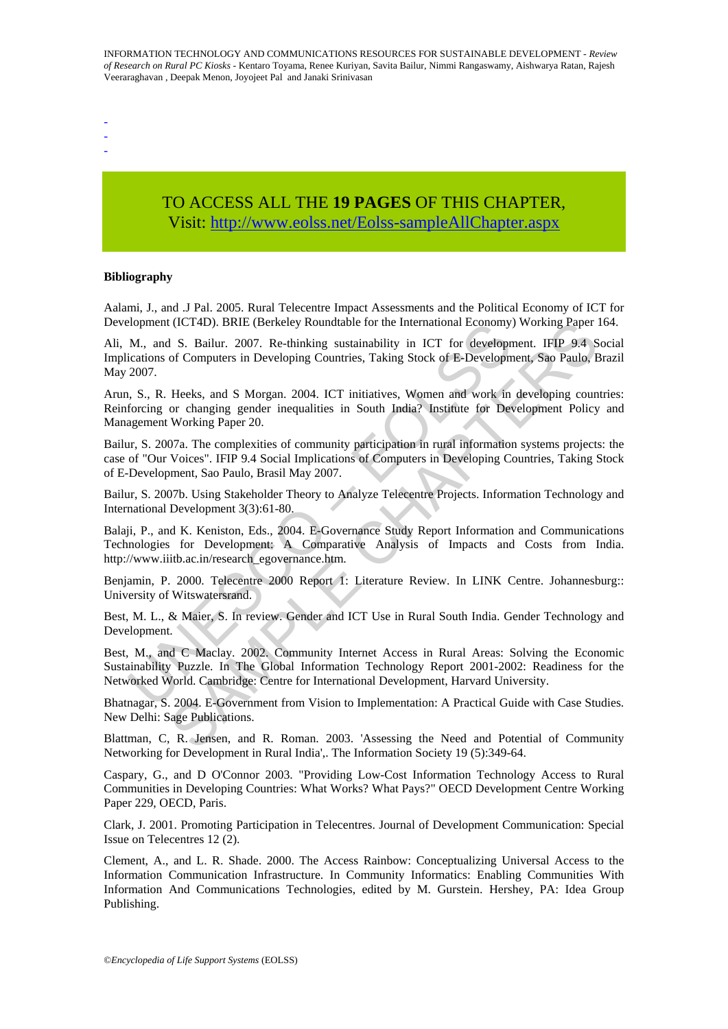-
-
-

TO ACCESS ALL THE **19 PAGES** OF THIS CHAPTER,
Visit: http://www.eolss.net/Eolss-sampleAllChapter.aspx

**Bibliography**

Aalami, J., and .J Pal. 2005. Rural Telecentre Impact Assessments and the Political Economy of ICT for Development (ICT4D). BRIE (Berkeley Roundtable for the International Economy) Working Paper 164.

Ali, M., and S. Bailur. 2007. Re-thinking sustainability in ICT for development. IFIP 9.4 Social Implications of Computers in Developing Countries, Taking Stock of E-Development, Sao Paulo, Brazil May 2007.

Arun, S., R. Heeks, and S Morgan. 2004. ICT initiatives, Women and work in developing countries: Reinforcing or changing gender inequalities in South India? Institute for Development Policy and Management Working Paper 20.

Bailur, S. 2007a. The complexities of community participation in rural information systems projects: the case of "Our Voices". IFIP 9.4 Social Implications of Computers in Developing Countries, Taking Stock of E-Development, Sao Paulo, Brasil May 2007.

Bailur, S. 2007b. Using Stakeholder Theory to Analyze Telecentre Projects. Information Technology and International Development 3(3):61-80.

Balaji, P., and K. Keniston, Eds., 2004. E-Governance Study Report Information and Communications Technologies for Development: A Comparative Analysis of Impacts and Costs from India. http://www.iiitb.ac.in/research_egovernance.htm.

Benjamin, P. 2000. Telecentre 2000 Report 1: Literature Review. In LINK Centre. Johannesburg:: University of Witswatersrand.

Best, M. L., & Maier, S. In review. Gender and ICT Use in Rural South India. Gender Technology and Development.

Best, M., and C Maclay. 2002. Community Internet Access in Rural Areas: Solving the Economic Sustainability Puzzle. In The Global Information Technology Report 2001-2002: Readiness for the Networked World. Cambridge: Centre for International Development, Harvard University.

Bhatnagar, S. 2004. E-Government from Vision to Implementation: A Practical Guide with Case Studies. New Delhi: Sage Publications.

Blattman, C, R. Jensen, and R. Roman. 2003. 'Assessing the Need and Potential of Community Networking for Development in Rural India',. The Information Society 19 (5):349-64.

Caspary, G., and D O'Connor 2003. "Providing Low-Cost Information Technology Access to Rural Communities in Developing Countries: What Works? What Pays?" OECD Development Centre Working Paper 229, OECD, Paris.

Clark, J. 2001. Promoting Participation in Telecentres. Journal of Development Communication: Special Issue on Telecentres 12 (2).

Clement, A., and L. R. Shade. 2000. The Access Rainbow: Conceptualizing Universal Access to the Information Communication Infrastructure. In Community Informatics: Enabling Communities With Information And Communications Technologies, edited by M. Gurstein. Hershey, PA: Idea Group Publishing.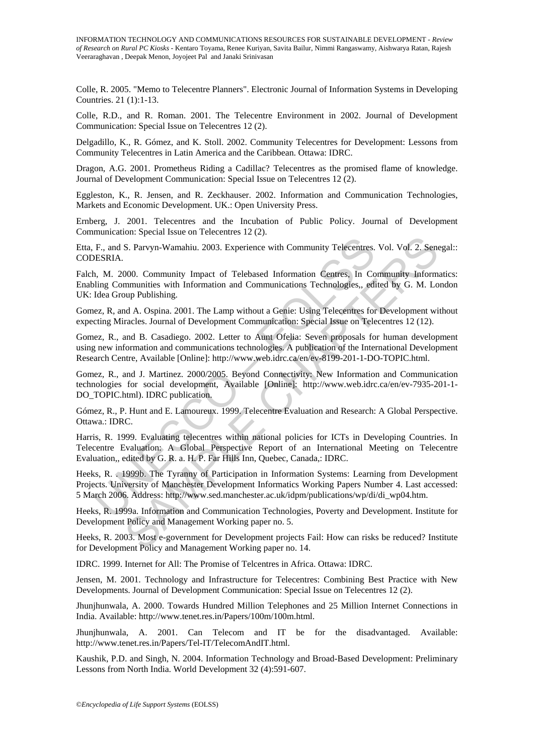Colle, R. 2005. "Memo to Telecentre Planners". Electronic Journal of Information Systems in Developing Countries. 21 (1):1-13.

Colle, R.D., and R. Roman. 2001. The Telecentre Environment in 2002. Journal of Development Communication: Special Issue on Telecentres 12 (2).

Delgadillo, K., R. Gómez, and K. Stoll. 2002. Community Telecentres for Development: Lessons from Community Telecentres in Latin America and the Caribbean. Ottawa: IDRC.

Dragon, A.G. 2001. Prometheus Riding a Cadillac? Telecentres as the promised flame of knowledge. Journal of Development Communication: Special Issue on Telecentres 12 (2).

Eggleston, K., R. Jensen, and R. Zeckhauser. 2002. Information and Communication Technologies, Markets and Economic Development. UK.: Open University Press.

Ernberg, J. 2001. Telecentres and the Incubation of Public Policy. Journal of Development Communication: Special Issue on Telecentres 12 (2).

Etta, F., and S. Parvyn-Wamahiu. 2003. Experience with Community Telecentres. Vol. Vol. 2. Senegal:: CODESRIA.

Falch, M. 2000. Community Impact of Telebased Information Centres, In Community Informatics: Enabling Communities with Information and Communications Technologies,, edited by G. M. London UK: Idea Group Publishing.

Gomez, R, and A. Ospina. 2001. The Lamp without a Genie: Using Telecentres for Development without expecting Miracles. Journal of Development Communication: Special Issue on Telecentres 12 (12).

Gomez, R., and B. Casadiego. 2002. Letter to Aunt Ofelia: Seven proposals for human development using new information and communications technologies. A publication of the International Development Research Centre, Available [Online]: http://www.web.idrc.ca/en/ev-8199-201-1-DO-TOPIC.html.

Gomez, R., and J. Martinez. 2000/2005. Beyond Connectivity: New Information and Communication technologies for social development, Available [Online]: http://www.web.idrc.ca/en/ev-7935-201-1-DO_TOPIC.html). IDRC publication.

Gómez, R., P. Hunt and E. Lamoureux. 1999. Telecentre Evaluation and Research: A Global Perspective. Ottawa.: IDRC.

Harris, R. 1999. Evaluating telecentres within national policies for ICTs in Developing Countries. In Telecentre Evaluation: A Global Perspective Report of an International Meeting on Telecentre Evaluation,, edited by G. R. a. H. P. Far Hills Inn, Quebec, Canada,: IDRC.

Heeks, R. . 1999b. The Tyranny of Participation in Information Systems: Learning from Development Projects. University of Manchester Development Informatics Working Papers Number 4. Last accessed: 5 March 2006. Address: http://www.sed.manchester.ac.uk/idpm/publications/wp/di/di_wp04.htm.

Heeks, R. 1999a. Information and Communication Technologies, Poverty and Development. Institute for Development Policy and Management Working paper no. 5.

Heeks, R. 2003. Most e-government for Development projects Fail: How can risks be reduced? Institute for Development Policy and Management Working paper no. 14.

IDRC. 1999. Internet for All: The Promise of Telcentres in Africa. Ottawa: IDRC.

Jensen, M. 2001. Technology and Infrastructure for Telecentres: Combining Best Practice with New Developments. Journal of Development Communication: Special Issue on Telecentres 12 (2).

Jhunjhunwala, A. 2000. Towards Hundred Million Telephones and 25 Million Internet Connections in India. Available: http://www.tenet.res.in/Papers/100m/100m.html.

Jhunjhunwala, A. 2001. Can Telecom and IT be for the disadvantaged. Available: http://www.tenet.res.in/Papers/Tel-IT/TelecomAndIT.html.

Kaushik, P.D. and Singh, N. 2004. Information Technology and Broad-Based Development: Preliminary Lessons from North India. World Development 32 (4):591-607.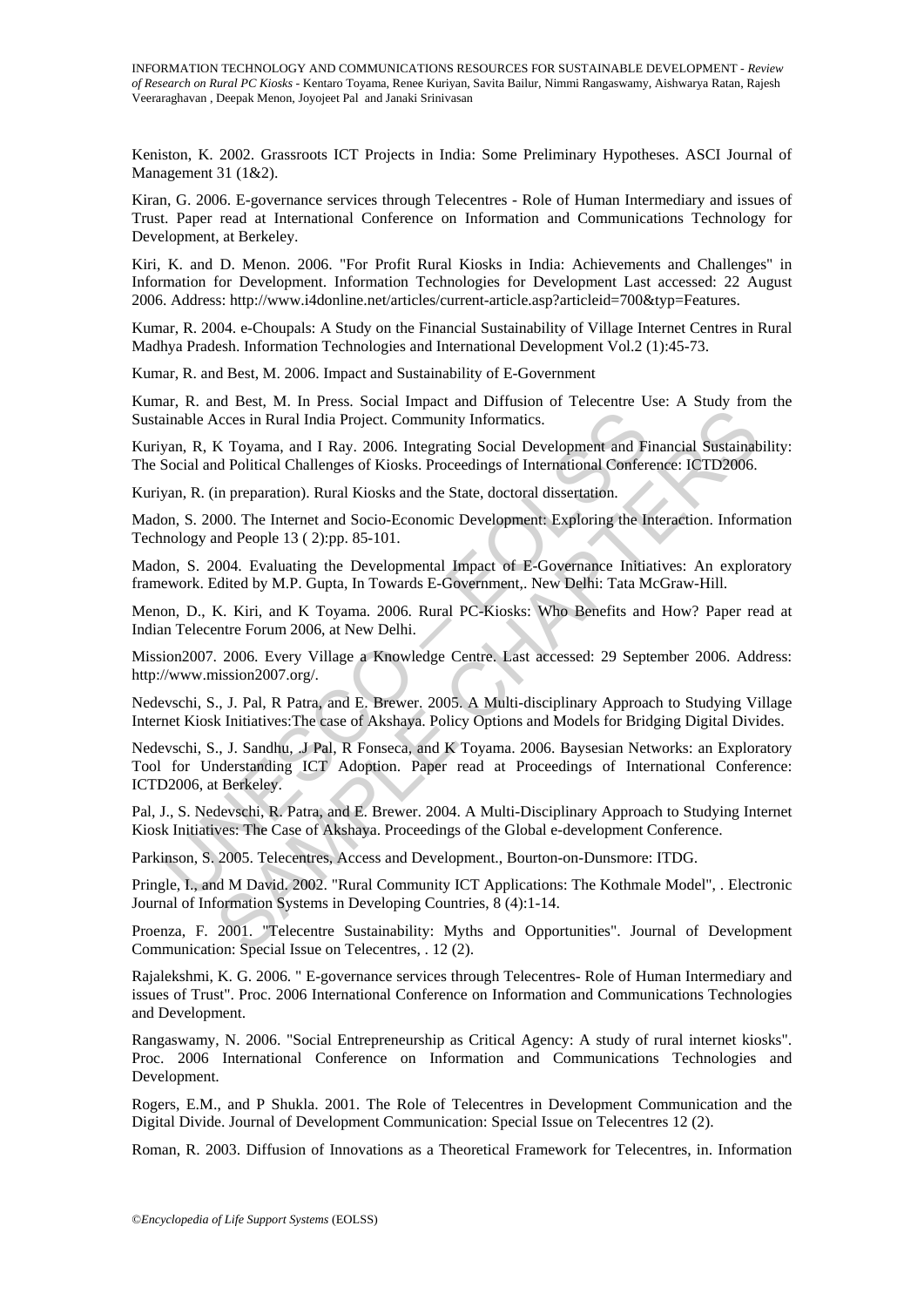Keniston, K. 2002. Grassroots ICT Projects in India: Some Preliminary Hypotheses. ASCI Journal of Management 31 (1&2).

Kiran, G. 2006. E-governance services through Telecentres - Role of Human Intermediary and issues of Trust. Paper read at International Conference on Information and Communications Technology for Development, at Berkeley.

Kiri, K. and D. Menon. 2006. "For Profit Rural Kiosks in India: Achievements and Challenges" in Information for Development. Information Technologies for Development Last accessed: 22 August 2006. Address: http://www.i4donline.net/articles/current-article.asp?articleid=700&typ=Features.

Kumar, R. 2004. e-Choupals: A Study on the Financial Sustainability of Village Internet Centres in Rural Madhya Pradesh. Information Technologies and International Development Vol.2 (1):45-73.

Kumar, R. and Best, M. 2006. Impact and Sustainability of E-Government

Kumar, R. and Best, M. In Press. Social Impact and Diffusion of Telecentre Use: A Study from the Sustainable Acces in Rural India Project. Community Informatics.

Kuriyan, R, K Toyama, and I Ray. 2006. Integrating Social Development and Financial Sustainability: The Social and Political Challenges of Kiosks. Proceedings of International Conference: ICTD2006.

Kuriyan, R. (in preparation). Rural Kiosks and the State, doctoral dissertation.

Madon, S. 2000. The Internet and Socio-Economic Development: Exploring the Interaction. Information Technology and People 13 ( 2):pp. 85-101.

Madon, S. 2004. Evaluating the Developmental Impact of E-Governance Initiatives: An exploratory framework. Edited by M.P. Gupta, In Towards E-Government,. New Delhi: Tata McGraw-Hill.

Menon, D., K. Kiri, and K Toyama. 2006. Rural PC-Kiosks: Who Benefits and How? Paper read at Indian Telecentre Forum 2006, at New Delhi.

Mission2007. 2006. Every Village a Knowledge Centre. Last accessed: 29 September 2006. Address: http://www.mission2007.org/.

Nedevschi, S., J. Pal, R Patra, and E. Brewer. 2005. A Multi-disciplinary Approach to Studying Village Internet Kiosk Initiatives:The case of Akshaya. Policy Options and Models for Bridging Digital Divides.

Nedevschi, S., J. Sandhu, .J Pal, R Fonseca, and K Toyama. 2006. Baysesian Networks: an Exploratory Tool for Understanding ICT Adoption. Paper read at Proceedings of International Conference: ICTD2006, at Berkeley.

Pal, J., S. Nedevschi, R. Patra, and E. Brewer. 2004. A Multi-Disciplinary Approach to Studying Internet Kiosk Initiatives: The Case of Akshaya. Proceedings of the Global e-development Conference.

Parkinson, S. 2005. Telecentres, Access and Development., Bourton-on-Dunsmore: ITDG.

Pringle, I., and M David. 2002. "Rural Community ICT Applications: The Kothmale Model", . Electronic Journal of Information Systems in Developing Countries, 8 (4):1-14.

Proenza, F. 2001. "Telecentre Sustainability: Myths and Opportunities". Journal of Development Communication: Special Issue on Telecentres, . 12 (2).

Rajalekshmi, K. G. 2006. " E-governance services through Telecentres- Role of Human Intermediary and issues of Trust". Proc. 2006 International Conference on Information and Communications Technologies and Development.

Rangaswamy, N. 2006. "Social Entrepreneurship as Critical Agency: A study of rural internet kiosks". Proc. 2006 International Conference on Information and Communications Technologies and Development.

Rogers, E.M., and P Shukla. 2001. The Role of Telecentres in Development Communication and the Digital Divide. Journal of Development Communication: Special Issue on Telecentres 12 (2).

Roman, R. 2003. Diffusion of Innovations as a Theoretical Framework for Telecentres, in. Information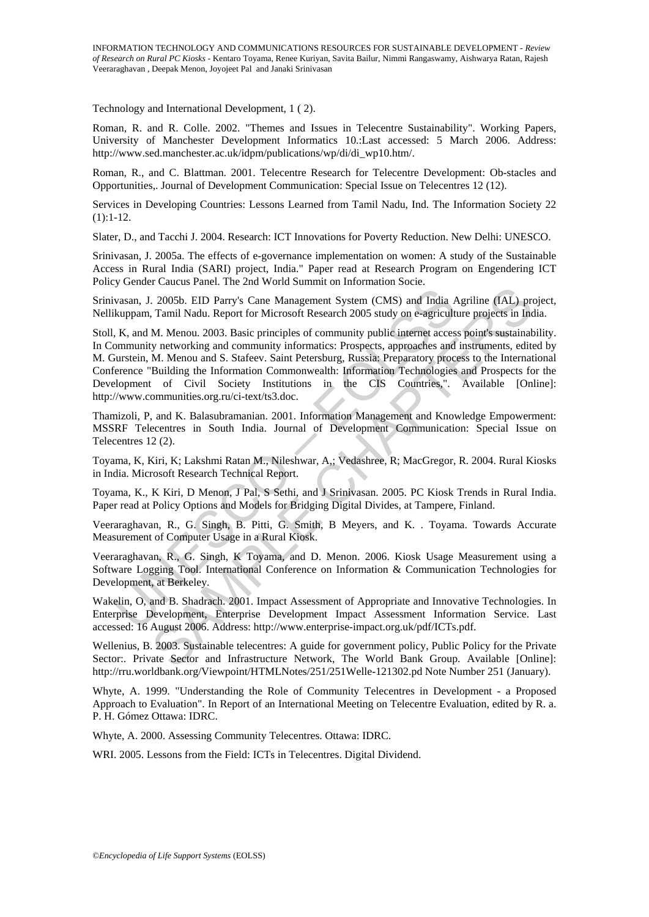Technology and International Development, 1 ( 2).

Roman, R. and R. Colle. 2002. "Themes and Issues in Telecentre Sustainability". Working Papers, University of Manchester Development Informatics 10.:Last accessed: 5 March 2006. Address: http://www.sed.manchester.ac.uk/idpm/publications/wp/di/di_wp10.htm/.

Roman, R., and C. Blattman. 2001. Telecentre Research for Telecentre Development: Ob-stacles and Opportunities,. Journal of Development Communication: Special Issue on Telecentres 12 (12).

Services in Developing Countries: Lessons Learned from Tamil Nadu, Ind. The Information Society 22 (1):1-12.

Slater, D., and Tacchi J. 2004. Research: ICT Innovations for Poverty Reduction. New Delhi: UNESCO.

Srinivasan, J. 2005a. The effects of e-governance implementation on women: A study of the Sustainable Access in Rural India (SARI) project, India." Paper read at Research Program on Engendering ICT Policy Gender Caucus Panel. The 2nd World Summit on Information Socie.

Srinivasan, J. 2005b. EID Parry's Cane Management System (CMS) and India Agriline (IAL) project, Nellikuppam, Tamil Nadu. Report for Microsoft Research 2005 study on e-agriculture projects in India.

Stoll, K, and M. Menou. 2003. Basic principles of community public internet access point's sustainability. In Community networking and community informatics: Prospects, approaches and instruments, edited by M. Gurstein, M. Menou and S. Stafeev. Saint Petersburg, Russia: Preparatory process to the International Conference "Building the Information Commonwealth: Information Technologies and Prospects for the Development of Civil Society Institutions in the CIS Countries,". Available [Online]: http://www.communities.org.ru/ci-text/ts3.doc.

Thamizoli, P, and K. Balasubramanian. 2001. Information Management and Knowledge Empowerment: MSSRF Telecentres in South India. Journal of Development Communication: Special Issue on Telecentres 12 (2).

Toyama, K, Kiri, K; Lakshmi Ratan M., Nileshwar, A,; Vedashree, R; MacGregor, R. 2004. Rural Kiosks in India. Microsoft Research Technical Report.

Toyama, K., K Kiri, D Menon, J Pal, S Sethi, and J Srinivasan. 2005. PC Kiosk Trends in Rural India. Paper read at Policy Options and Models for Bridging Digital Divides, at Tampere, Finland.

Veeraraghavan, R., G. Singh, B. Pitti, G. Smith, B Meyers, and K. . Toyama. Towards Accurate Measurement of Computer Usage in a Rural Kiosk.

Veeraraghavan, R., G. Singh, K Toyama, and D. Menon. 2006. Kiosk Usage Measurement using a Software Logging Tool. International Conference on Information & Communication Technologies for Development, at Berkeley.

Wakelin, O, and B. Shadrach. 2001. Impact Assessment of Appropriate and Innovative Technologies. In Enterprise Development, Enterprise Development Impact Assessment Information Service. Last accessed: 16 August 2006. Address: http://www.enterprise-impact.org.uk/pdf/ICTs.pdf.

Wellenius, B. 2003. Sustainable telecentres: A guide for government policy, Public Policy for the Private Sector:. Private Sector and Infrastructure Network, The World Bank Group. Available [Online]: http://rru.worldbank.org/Viewpoint/HTMLNotes/251/251Welle-121302.pd Note Number 251 (January).

Whyte, A. 1999. "Understanding the Role of Community Telecentres in Development - a Proposed Approach to Evaluation". In Report of an International Meeting on Telecentre Evaluation, edited by R. a. P. H. Gómez Ottawa: IDRC.

Whyte, A. 2000. Assessing Community Telecentres. Ottawa: IDRC.

WRI. 2005. Lessons from the Field: ICTs in Telecentres. Digital Dividend.